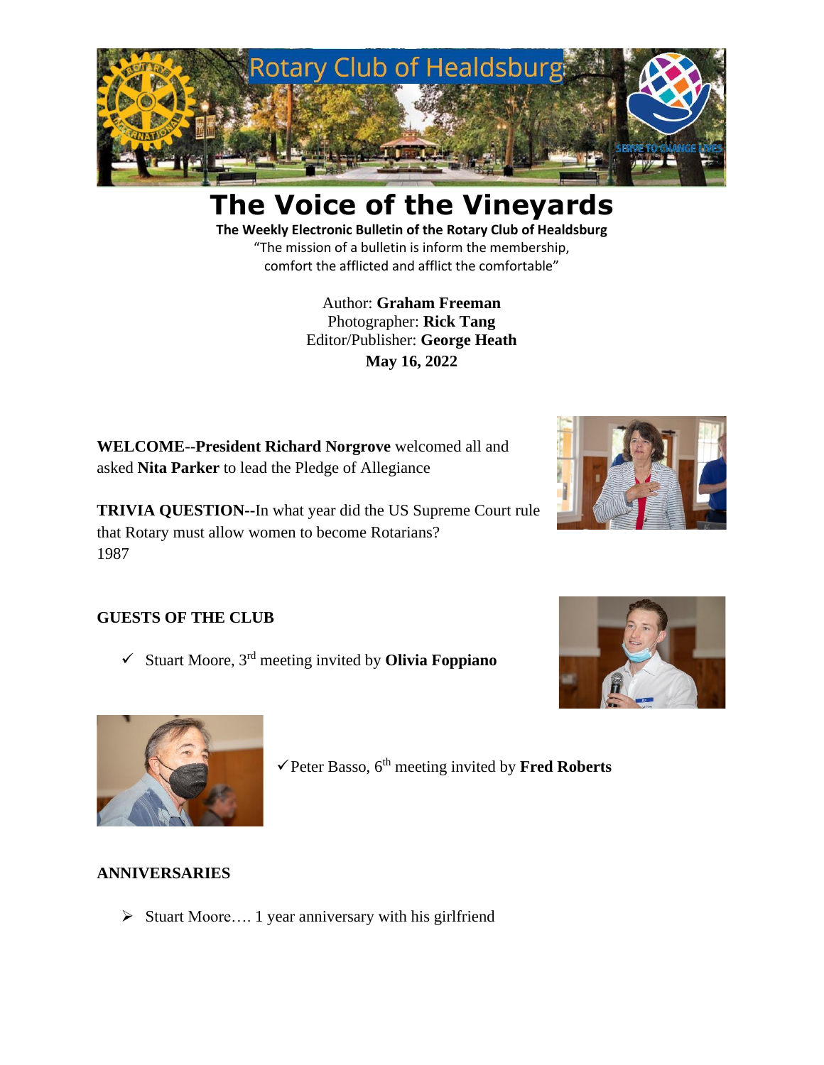# The Voice of the Vineyards

**The Weekly Electronic Bulletin of the Rotary Club of Healdsburg**

"The mission of a bulletin is inform the membership, comfort the afflicted and afflict the comfortable"

Author: **Graham Freeman**
Photographer: **Rick Tang**
Editor/Publisher: **George Heath**
**May 16, 2022**

**WELCOME**--**President Richard Norgrove** welcomed all and asked **Nita Parker** to lead the Pledge of Allegiance

**TRIVIA QUESTION--**In what year did the US Supreme Court rule that Rotary must allow women to become Rotarians?
1987

**GUESTS OF THE CLUB**

- ✓ Stuart Moore, 3rd meeting invited by **Olivia Foppiano**
- ✓ Peter Basso, 6th meeting invited by **Fred Roberts**

**ANNIVERSARIES**

- Stuart Moore…. 1 year anniversary with his girlfriend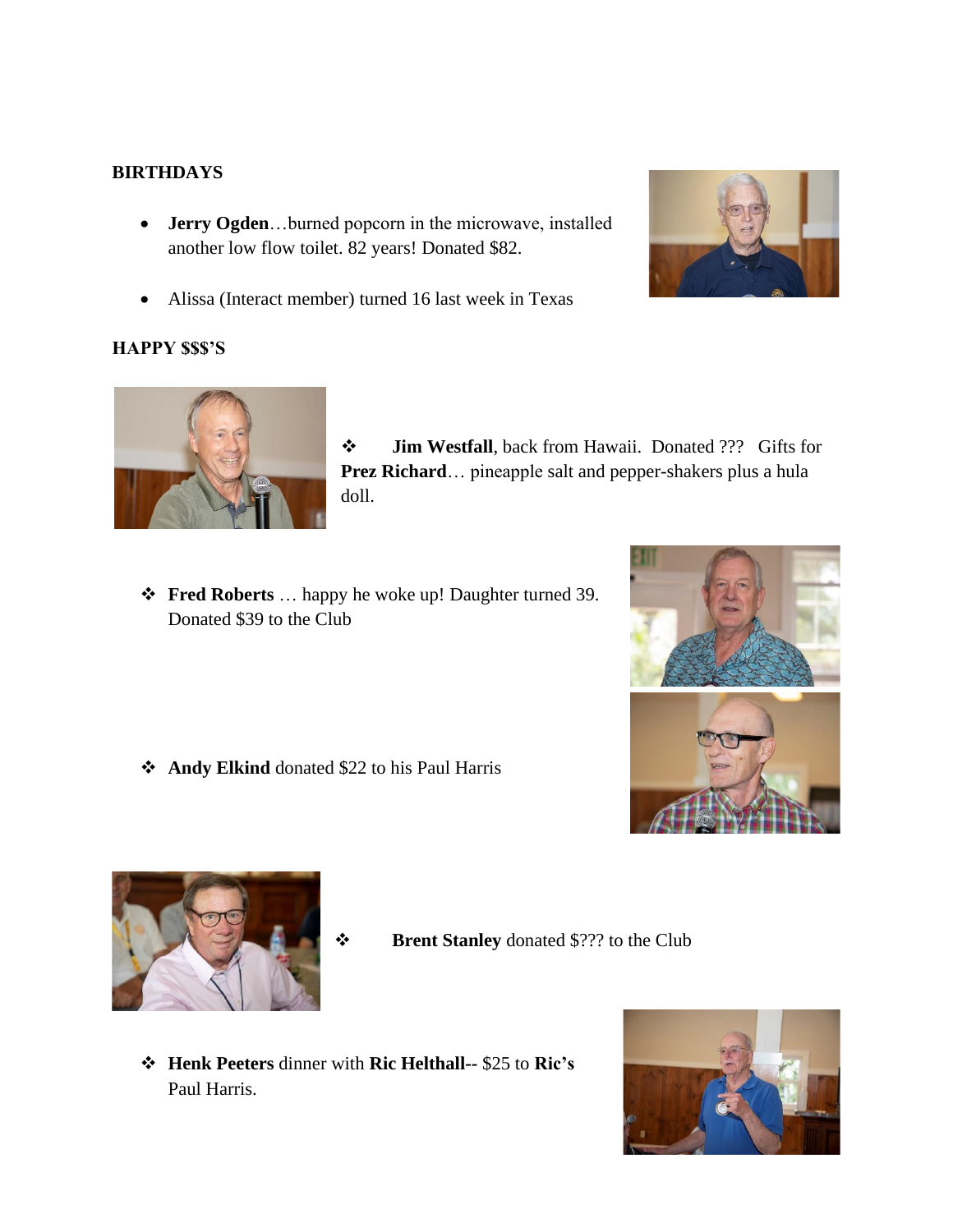## BIRTHDAYS

- **Jerry Ogden**…burned popcorn in the microwave, installed another low flow toilet. 82 years! Donated $82.
- Alissa (Interact member) turned 16 last week in Texas

## HAPPY $$$'S

- ❖ **Jim Westfall**, back from Hawaii. Donated ??? Gifts for **Prez Richard**… pineapple salt and pepper-shakers plus a hula doll.
- ❖ **Fred Roberts** … happy he woke up! Daughter turned 39. Donated $39 to the Club
- ❖ **Andy Elkind** donated $22 to his Paul Harris
- ❖ **Brent Stanley** donated $??? to the Club
- ❖ **Henk Peeters** dinner with **Ric Helthall**-- $25 to **Ric's** Paul Harris.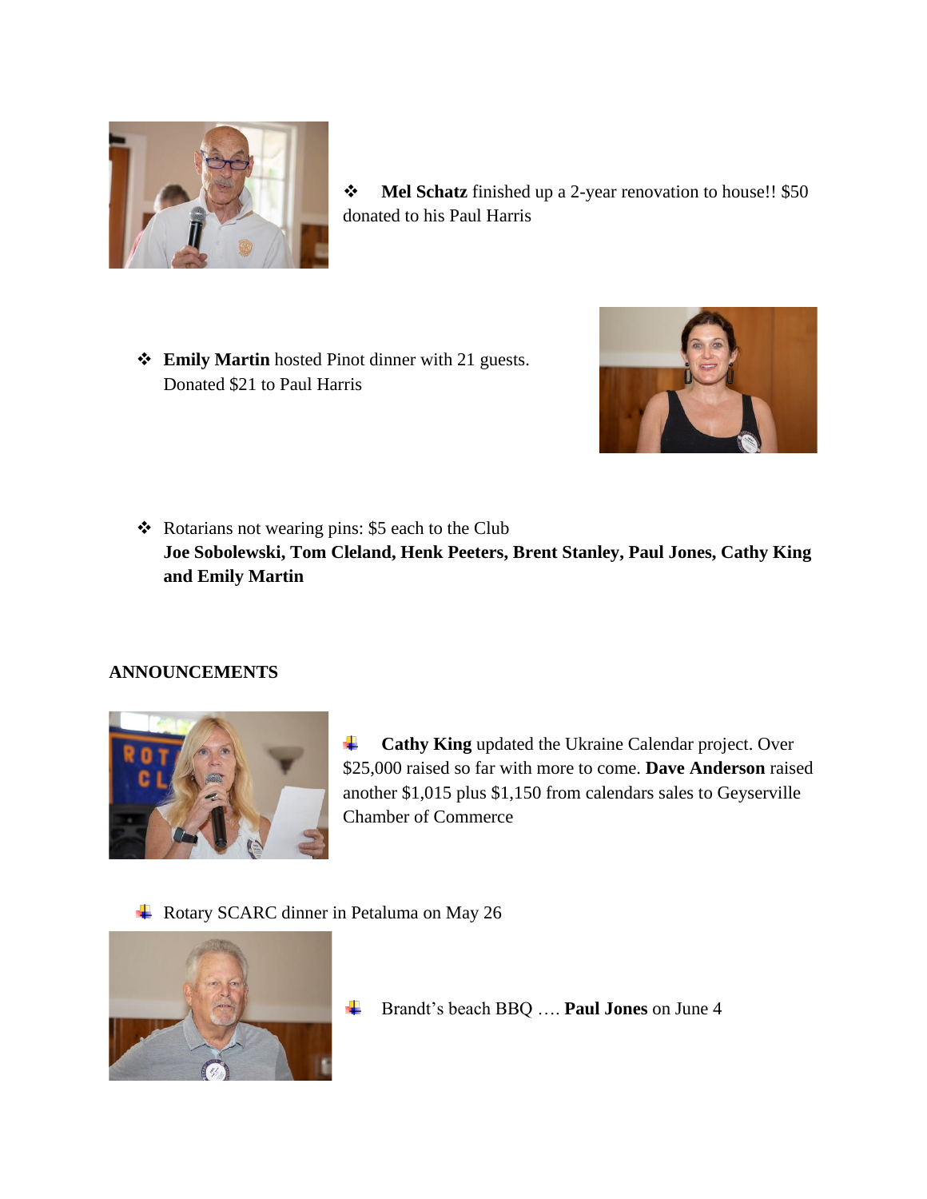- **Mel Schatz** finished up a 2-year renovation to house!! $50 donated to his Paul Harris

- **Emily Martin** hosted Pinot dinner with 21 guests. Donated $21 to Paul Harris

- Rotarians not wearing pins: $5 each to the Club
  **Joe Sobolewski, Tom Cleland, Henk Peeters, Brent Stanley, Paul Jones, Cathy King and Emily Martin**

## ANNOUNCEMENTS

- **Cathy King** updated the Ukraine Calendar project. Over $25,000 raised so far with more to come. **Dave Anderson** raised another $1,015 plus $1,150 from calendars sales to Geyserville Chamber of Commerce

- Rotary SCARC dinner in Petaluma on May 26

- Brandt's beach BBQ …. **Paul Jones** on June 4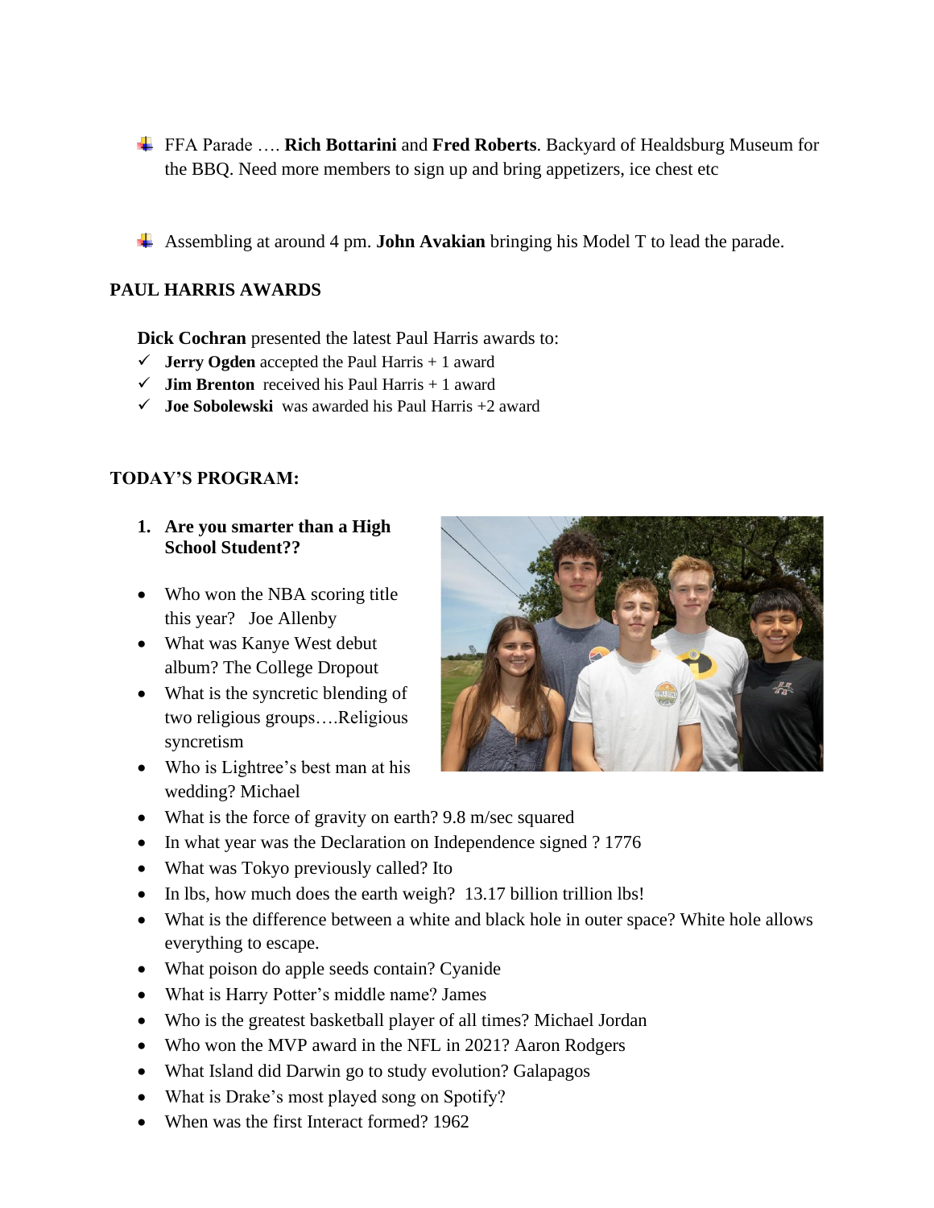- FFA Parade …. **Rich Bottarini** and **Fred Roberts**. Backyard of Healdsburg Museum for the BBQ. Need more members to sign up and bring appetizers, ice chest etc

- Assembling at around 4 pm. **John Avakian** bringing his Model T to lead the parade.

## PAUL HARRIS AWARDS

**Dick Cochran** presented the latest Paul Harris awards to:

- ✓ **Jerry Ogden** accepted the Paul Harris + 1 award
- ✓ **Jim Brenton** received his Paul Harris + 1 award
- ✓ **Joe Sobolewski** was awarded his Paul Harris +2 award

## TODAY'S PROGRAM:

1. **Are you smarter than a High School Student??**

- Who won the NBA scoring title this year? Joe Allenby
- What was Kanye West debut album? The College Dropout
- What is the syncretic blending of two religious groups….Religious syncretism
- Who is Lightree's best man at his wedding? Michael
- What is the force of gravity on earth? 9.8 m/sec squared
- In what year was the Declaration on Independence signed ? 1776
- What was Tokyo previously called? Ito
- In lbs, how much does the earth weigh? 13.17 billion trillion lbs!
- What is the difference between a white and black hole in outer space? White hole allows everything to escape.
- What poison do apple seeds contain? Cyanide
- What is Harry Potter's middle name? James
- Who is the greatest basketball player of all times? Michael Jordan
- Who won the MVP award in the NFL in 2021? Aaron Rodgers
- What Island did Darwin go to study evolution? Galapagos
- What is Drake's most played song on Spotify?
- When was the first Interact formed? 1962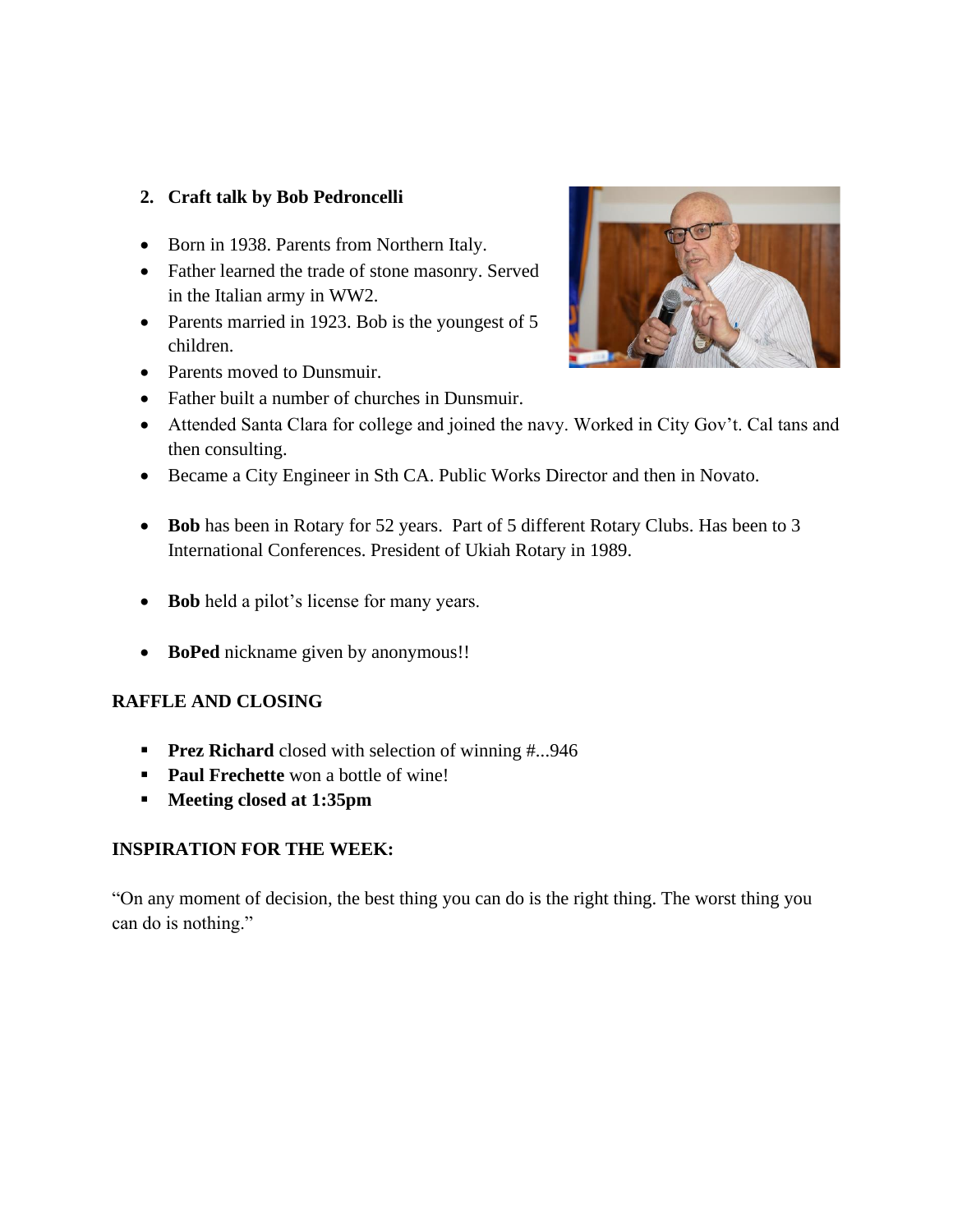2. **Craft talk by Bob Pedroncelli**

- Born in 1938. Parents from Northern Italy.
- Father learned the trade of stone masonry. Served in the Italian army in WW2.
- Parents married in 1923. Bob is the youngest of 5 children.
- Parents moved to Dunsmuir.
- Father built a number of churches in Dunsmuir.
- Attended Santa Clara for college and joined the navy. Worked in City Gov't. Cal tans and then consulting.
- Became a City Engineer in Sth CA. Public Works Director and then in Novato.

- **Bob** has been in Rotary for 52 years. Part of 5 different Rotary Clubs. Has been to 3 International Conferences. President of Ukiah Rotary in 1989.

- **Bob** held a pilot's license for many years.

- **BoPed** nickname given by anonymous!!

**RAFFLE AND CLOSING**

- **Prez Richard** closed with selection of winning #...946
- **Paul Frechette** won a bottle of wine!
- **Meeting closed at 1:35pm**

**INSPIRATION FOR THE WEEK:**

"On any moment of decision, the best thing you can do is the right thing. The worst thing you can do is nothing."